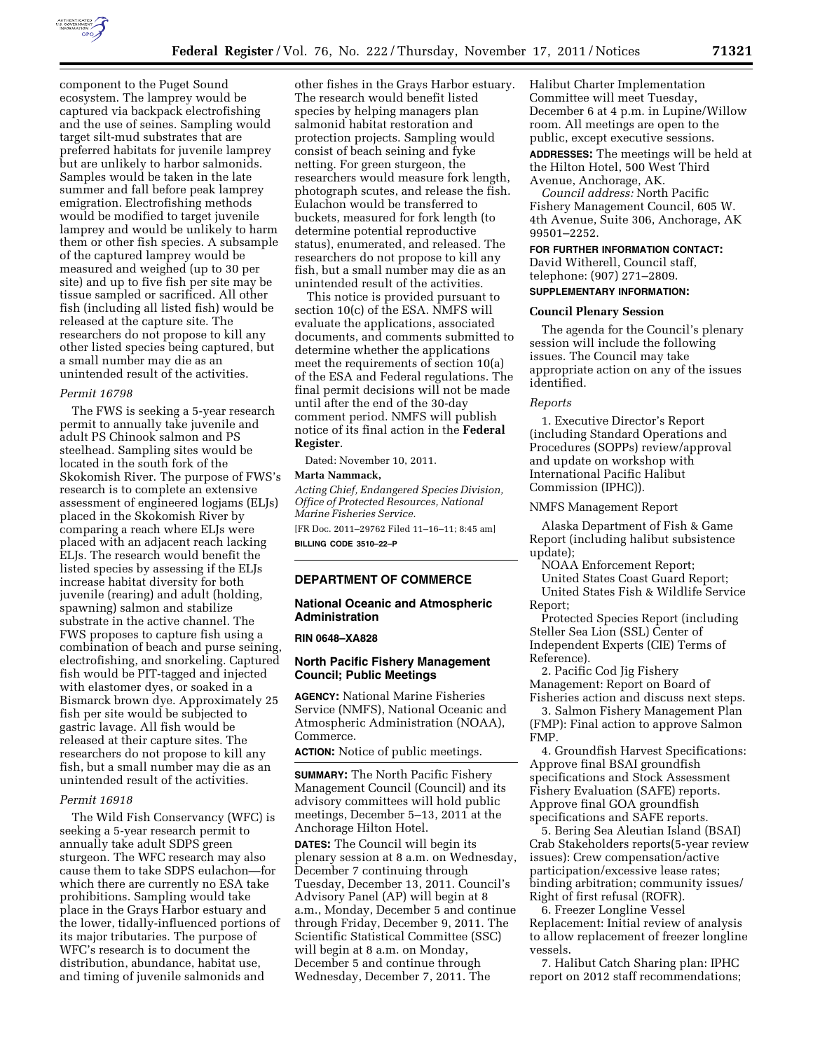component to the Puget Sound ecosystem. The lamprey would be captured via backpack electrofishing and the use of seines. Sampling would target silt-mud substrates that are preferred habitats for juvenile lamprey but are unlikely to harbor salmonids. Samples would be taken in the late summer and fall before peak lamprey emigration. Electrofishing methods would be modified to target juvenile lamprey and would be unlikely to harm them or other fish species. A subsample of the captured lamprey would be measured and weighed (up to 30 per site) and up to five fish per site may be tissue sampled or sacrificed. All other fish (including all listed fish) would be released at the capture site. The researchers do not propose to kill any other listed species being captured, but a small number may die as an unintended result of the activities.

*Permit 16798*

The FWS is seeking a 5-year research permit to annually take juvenile and adult PS Chinook salmon and PS steelhead. Sampling sites would be located in the south fork of the Skokomish River. The purpose of FWS's research is to complete an extensive assessment of engineered logjams (ELJs) placed in the Skokomish River by comparing a reach where ELJs were placed with an adjacent reach lacking ELJs. The research would benefit the listed species by assessing if the ELJs increase habitat diversity for both juvenile (rearing) and adult (holding, spawning) salmon and stabilize substrate in the active channel. The FWS proposes to capture fish using a combination of beach and purse seining, electrofishing, and snorkeling. Captured fish would be PIT-tagged and injected with elastomer dyes, or soaked in a Bismarck brown dye. Approximately 25 fish per site would be subjected to gastric lavage. All fish would be released at their capture sites. The researchers do not propose to kill any fish, but a small number may die as an unintended result of the activities.

*Permit 16918*

The Wild Fish Conservancy (WFC) is seeking a 5-year research permit to annually take adult SDPS green sturgeon. The WFC research may also cause them to take SDPS eulachon—for which there are currently no ESA take prohibitions. Sampling would take place in the Grays Harbor estuary and the lower, tidally-influenced portions of its major tributaries. The purpose of WFC's research is to document the distribution, abundance, habitat use, and timing of juvenile salmonids and other fishes in the Grays Harbor estuary. The research would benefit listed species by helping managers plan salmonid habitat restoration and protection projects. Sampling would consist of beach seining and fyke netting. For green sturgeon, the researchers would measure fork length, photograph scutes, and release the fish. Eulachon would be transferred to buckets, measured for fork length (to determine potential reproductive status), enumerated, and released. The researchers do not propose to kill any fish, but a small number may die as an unintended result of the activities.

This notice is provided pursuant to section 10(c) of the ESA. NMFS will evaluate the applications, associated documents, and comments submitted to determine whether the applications meet the requirements of section 10(a) of the ESA and Federal regulations. The final permit decisions will not be made until after the end of the 30-day comment period. NMFS will publish notice of its final action in the **Federal Register**.

Dated: November 10, 2011.

**Marta Nammack,**

*Acting Chief, Endangered Species Division, Office of Protected Resources, National Marine Fisheries Service.*

[FR Doc. 2011–29762 Filed 11–16–11; 8:45 am]

**BILLING CODE 3510–22–P**

---

## DEPARTMENT OF COMMERCE

### National Oceanic and Atmospheric Administration

**RIN 0648–XA828**

### North Pacific Fishery Management Council; Public Meetings

**AGENCY:** National Marine Fisheries Service (NMFS), National Oceanic and Atmospheric Administration (NOAA), Commerce.

**ACTION:** Notice of public meetings.

**SUMMARY:** The North Pacific Fishery Management Council (Council) and its advisory committees will hold public meetings, December 5–13, 2011 at the Anchorage Hilton Hotel.

**DATES:** The Council will begin its plenary session at 8 a.m. on Wednesday, December 7 continuing through Tuesday, December 13, 2011. Council's Advisory Panel (AP) will begin at 8 a.m., Monday, December 5 and continue through Friday, December 9, 2011. The Scientific Statistical Committee (SSC) will begin at 8 a.m. on Monday, December 5 and continue through Wednesday, December 7, 2011. The Halibut Charter Implementation Committee will meet Tuesday, December 6 at 4 p.m. in Lupine/Willow room. All meetings are open to the public, except executive sessions.

**ADDRESSES:** The meetings will be held at the Hilton Hotel, 500 West Third Avenue, Anchorage, AK.

*Council address:* North Pacific Fishery Management Council, 605 W. 4th Avenue, Suite 306, Anchorage, AK 99501–2252.

**FOR FURTHER INFORMATION CONTACT:** David Witherell, Council staff, telephone: (907) 271–2809.

**SUPPLEMENTARY INFORMATION:**

#### Council Plenary Session

The agenda for the Council's plenary session will include the following issues. The Council may take appropriate action on any of the issues identified.

*Reports*

1. Executive Director's Report (including Standard Operations and Procedures (SOPPs) review/approval and update on workshop with International Pacific Halibut Commission (IPHC)).

NMFS Management Report

Alaska Department of Fish & Game Report (including halibut subsistence update);

NOAA Enforcement Report;

United States Coast Guard Report;

United States Fish & Wildlife Service Report;

Protected Species Report (including Steller Sea Lion (SSL) Center of Independent Experts (CIE) Terms of Reference).

2. Pacific Cod Jig Fishery Management: Report on Board of Fisheries action and discuss next steps.

3. Salmon Fishery Management Plan (FMP): Final action to approve Salmon FMP.

4. Groundfish Harvest Specifications: Approve final BSAI groundfish specifications and Stock Assessment Fishery Evaluation (SAFE) reports. Approve final GOA groundfish specifications and SAFE reports.

5. Bering Sea Aleutian Island (BSAI) Crab Stakeholders reports(5-year review issues): Crew compensation/active participation/excessive lease rates; binding arbitration; community issues/ Right of first refusal (ROFR).

6. Freezer Longline Vessel Replacement: Initial review of analysis to allow replacement of freezer longline vessels.

7. Halibut Catch Sharing plan: IPHC report on 2012 staff recommendations;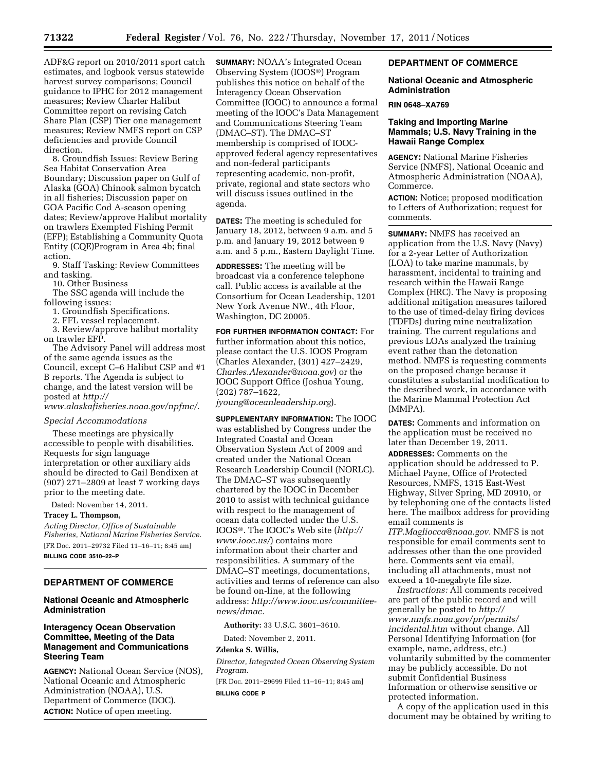ADF&G report on 2010/2011 sport catch estimates, and logbook versus statewide harvest survey comparisons; Council guidance to IPHC for 2012 management measures; Review Charter Halibut Committee report on revising Catch Share Plan (CSP) Tier one management measures; Review NMFS report on CSP deficiencies and provide Council direction.

8. Groundfish Issues: Review Bering Sea Habitat Conservation Area Boundary; Discussion paper on Gulf of Alaska (GOA) Chinook salmon bycatch in all fisheries; Discussion paper on GOA Pacific Cod A-season opening dates; Review/approve Halibut mortality on trawlers Exempted Fishing Permit (EFP); Establishing a Community Quota Entity (CQE)Program in Area 4b; final action.

9. Staff Tasking: Review Committees and tasking.

10. Other Business

The SSC agenda will include the following issues:

1. Groundfish Specifications.
2. FFL vessel replacement.
3. Review/approve halibut mortality on trawler EFP.

The Advisory Panel will address most of the same agenda issues as the Council, except C–6 Halibut CSP and #1 B reports. The Agenda is subject to change, and the latest version will be posted at *http://www.alaskafisheries.noaa.gov/npfmc/*.

*Special Accommodations*

These meetings are physically accessible to people with disabilities. Requests for sign language interpretation or other auxiliary aids should be directed to Gail Bendixen at (907) 271–2809 at least 7 working days prior to the meeting date.

Dated: November 14, 2011.

**Tracey L. Thompson,**

*Acting Director, Office of Sustainable Fisheries, National Marine Fisheries Service.*

[FR Doc. 2011–29732 Filed 11–16–11; 8:45 am]

**BILLING CODE 3510–22–P**

## DEPARTMENT OF COMMERCE

### National Oceanic and Atmospheric Administration

### Interagency Ocean Observation Committee, Meeting of the Data Management and Communications Steering Team

**AGENCY:** National Ocean Service (NOS), National Oceanic and Atmospheric Administration (NOAA), U.S. Department of Commerce (DOC).

**ACTION:** Notice of open meeting.

**SUMMARY:** NOAA's Integrated Ocean Observing System (IOOS®) Program publishes this notice on behalf of the Interagency Ocean Observation Committee (IOOC) to announce a formal meeting of the IOOC's Data Management and Communications Steering Team (DMAC–ST). The DMAC–ST membership is comprised of IOOC-approved federal agency representatives and non-federal participants representing academic, non-profit, private, regional and state sectors who will discuss issues outlined in the agenda.

**DATES:** The meeting is scheduled for January 18, 2012, between 9 a.m. and 5 p.m. and January 19, 2012 between 9 a.m. and 5 p.m., Eastern Daylight Time.

**ADDRESSES:** The meeting will be broadcast via a conference telephone call. Public access is available at the Consortium for Ocean Leadership, 1201 New York Avenue NW., 4th Floor, Washington, DC 20005.

**FOR FURTHER INFORMATION CONTACT:** For further information about this notice, please contact the U.S. IOOS Program (Charles Alexander, (301) 427–2429, *Charles.Alexander@noaa.gov*) or the IOOC Support Office (Joshua Young, (202) 787–1622, *jyoung@oceanleadership.org*).

**SUPPLEMENTARY INFORMATION:** The IOOC was established by Congress under the Integrated Coastal and Ocean Observation System Act of 2009 and created under the National Ocean Research Leadership Council (NORLC). The DMAC–ST was subsequently chartered by the IOOC in December 2010 to assist with technical guidance with respect to the management of ocean data collected under the U.S. IOOS®. The IOOC's Web site (*http://www.iooc.us/*) contains more information about their charter and responsibilities. A summary of the DMAC–ST meetings, documentations, activities and terms of reference can also be found on-line, at the following address: *http://www.iooc.us/committee-news/dmac.*

**Authority:** 33 U.S.C. 3601–3610.

Dated: November 2, 2011.

**Zdenka S. Willis,**

*Director, Integrated Ocean Observing System Program.*

[FR Doc. 2011–29699 Filed 11–16–11; 8:45 am]

**BILLING CODE P**

## DEPARTMENT OF COMMERCE

### National Oceanic and Atmospheric Administration

**RIN 0648–XA769**

### Taking and Importing Marine Mammals; U.S. Navy Training in the Hawaii Range Complex

**AGENCY:** National Marine Fisheries Service (NMFS), National Oceanic and Atmospheric Administration (NOAA), Commerce.

**ACTION:** Notice; proposed modification to Letters of Authorization; request for comments.

**SUMMARY:** NMFS has received an application from the U.S. Navy (Navy) for a 2-year Letter of Authorization (LOA) to take marine mammals, by harassment, incidental to training and research within the Hawaii Range Complex (HRC). The Navy is proposing additional mitigation measures tailored to the use of timed-delay firing devices (TDFDs) during mine neutralization training. The current regulations and previous LOAs analyzed the training event rather than the detonation method. NMFS is requesting comments on the proposed change because it constitutes a substantial modification to the described work, in accordance with the Marine Mammal Protection Act (MMPA).

**DATES:** Comments and information on the application must be received no later than December 19, 2011.

**ADDRESSES:** Comments on the application should be addressed to P. Michael Payne, Office of Protected Resources, NMFS, 1315 East-West Highway, Silver Spring, MD 20910, or by telephoning one of the contacts listed here. The mailbox address for providing email comments is *ITP.Magliocca@noaa.gov.* NMFS is not responsible for email comments sent to addresses other than the one provided here. Comments sent via email, including all attachments, must not exceed a 10-megabyte file size.

*Instructions:* All comments received are part of the public record and will generally be posted to *http://www.nmfs.noaa.gov/pr/permits/incidental.htm* without change. All Personal Identifying Information (for example, name, address, etc.) voluntarily submitted by the commenter may be publicly accessible. Do not submit Confidential Business Information or otherwise sensitive or protected information.

A copy of the application used in this document may be obtained by writing to